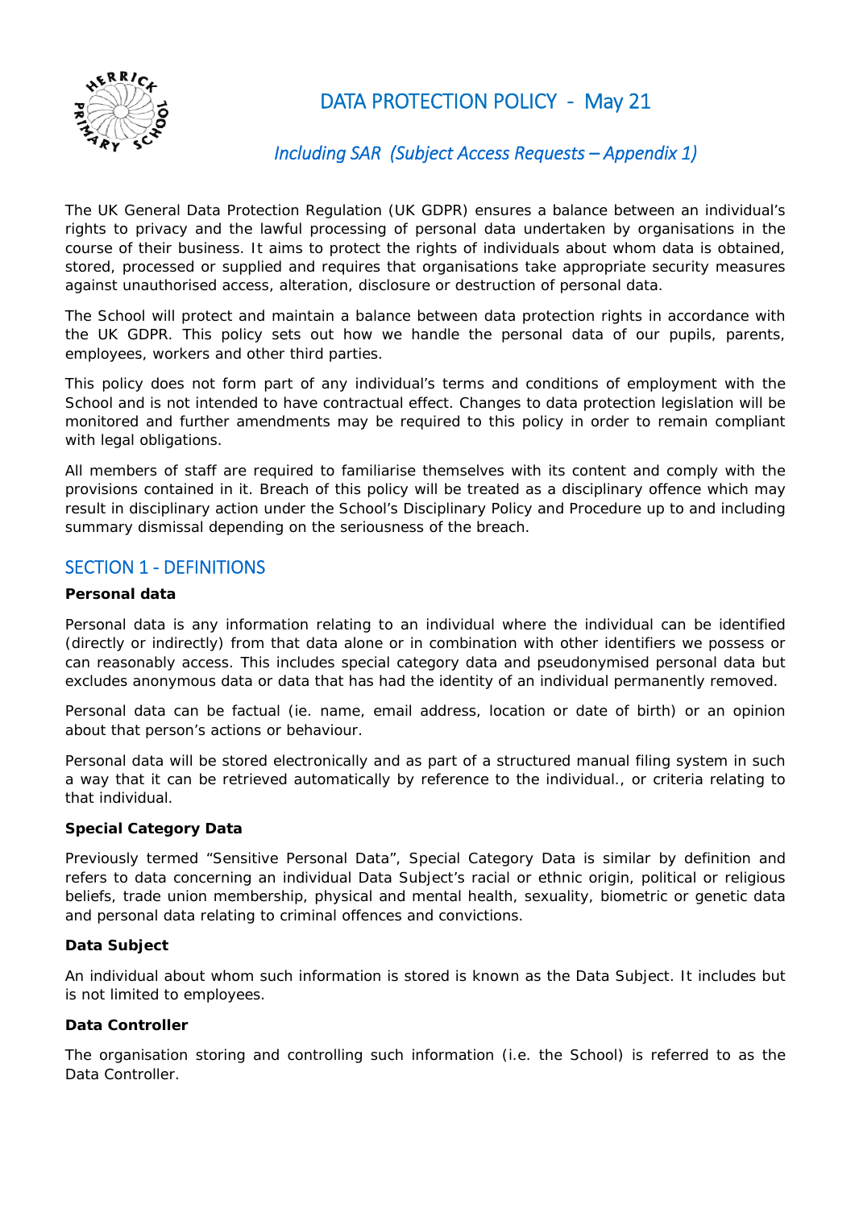# DATA PROTECTION POLICY - May 21

*Including SAR (Subject Access Requests – Appendix 1)*

The UK General Data Protection Regulation (UK GDPR) ensures a balance between an individual's rights to privacy and the lawful processing of personal data undertaken by organisations in the course of their business. It aims to protect the rights of individuals about whom data is obtained, stored, processed or supplied and requires that organisations take appropriate security measures against unauthorised access, alteration, disclosure or destruction of personal data.

The School will protect and maintain a balance between data protection rights in accordance with the UK GDPR. This policy sets out how we handle the personal data of our pupils, parents, employees, workers and other third parties.

This policy does not form part of any individual's terms and conditions of employment with the School and is not intended to have contractual effect. Changes to data protection legislation will be monitored and further amendments may be required to this policy in order to remain compliant with legal obligations.

All members of staff are required to familiarise themselves with its content and comply with the provisions contained in it. Breach of this policy will be treated as a disciplinary offence which may result in disciplinary action under the School's Disciplinary Policy and Procedure up to and including summary dismissal depending on the seriousness of the breach.

## SECTION 1 - DEFINITIONS

**Personal data**

Personal data is any information relating to an individual where the individual can be identified (directly or indirectly) from that data alone or in combination with other identifiers we possess or can reasonably access. This includes special category data and pseudonymised personal data but excludes anonymous data or data that has had the identity of an individual permanently removed.

Personal data can be factual (ie. name, email address, location or date of birth) or an opinion about that person's actions or behaviour.

Personal data will be stored electronically and as part of a structured manual filing system in such a way that it can be retrieved automatically by reference to the individual., or criteria relating to that individual.

**Special Category Data**

Previously termed "Sensitive Personal Data", Special Category Data is similar by definition and refers to data concerning an individual Data Subject's racial or ethnic origin, political or religious beliefs, trade union membership, physical and mental health, sexuality, biometric or genetic data and personal data relating to criminal offences and convictions.

**Data Subject**

An individual about whom such information is stored is known as the Data Subject. It includes but is not limited to employees.

**Data Controller**

The organisation storing and controlling such information (i.e. the School) is referred to as the Data Controller.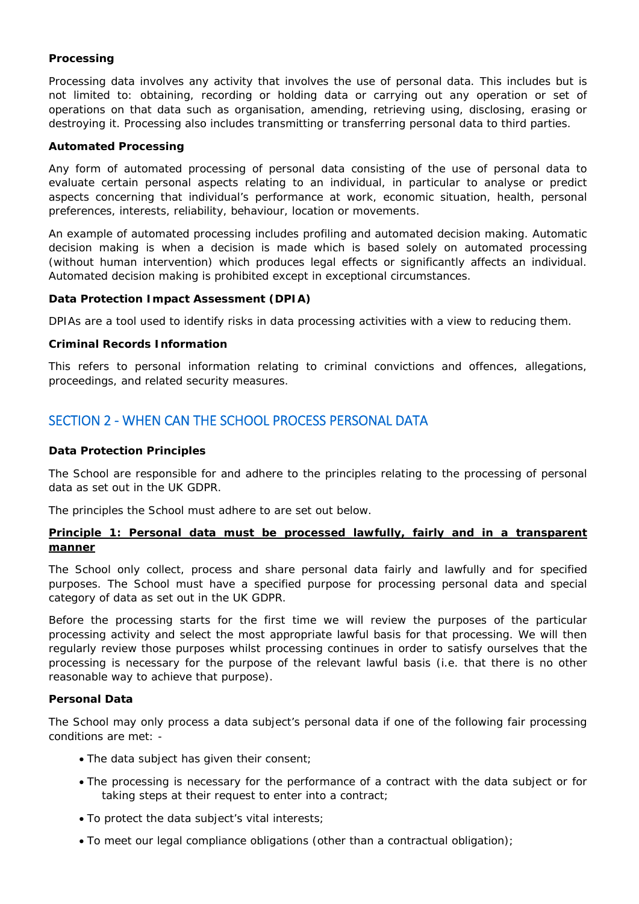**Processing**

Processing data involves any activity that involves the use of personal data. This includes but is not limited to: obtaining, recording or holding data or carrying out any operation or set of operations on that data such as organisation, amending, retrieving using, disclosing, erasing or destroying it. Processing also includes transmitting or transferring personal data to third parties.

**Automated Processing**

Any form of automated processing of personal data consisting of the use of personal data to evaluate certain personal aspects relating to an individual, in particular to analyse or predict aspects concerning that individual's performance at work, economic situation, health, personal preferences, interests, reliability, behaviour, location or movements.

An example of automated processing includes profiling and automated decision making. Automatic decision making is when a decision is made which is based solely on automated processing (without human intervention) which produces legal effects or significantly affects an individual. Automated decision making is prohibited except in exceptional circumstances.

**Data Protection Impact Assessment (DPIA)**

DPIAs are a tool used to identify risks in data processing activities with a view to reducing them.

**Criminal Records Information**

This refers to personal information relating to criminal convictions and offences, allegations, proceedings, and related security measures.

## SECTION 2 - WHEN CAN THE SCHOOL PROCESS PERSONAL DATA

**Data Protection Principles**

The School are responsible for and adhere to the principles relating to the processing of personal data as set out in the UK GDPR.

The principles the School must adhere to are set out below.

**Principle 1: Personal data must be processed lawfully, fairly and in a transparent manner**

The School only collect, process and share personal data fairly and lawfully and for specified purposes. The School must have a specified purpose for processing personal data and special category of data as set out in the UK GDPR.

Before the processing starts for the first time we will review the purposes of the particular processing activity and select the most appropriate lawful basis for that processing. We will then regularly review those purposes whilst processing continues in order to satisfy ourselves that the processing is necessary for the purpose of the relevant lawful basis (i.e. that there is no other reasonable way to achieve that purpose).

**Personal Data**

The School may only process a data subject's personal data if one of the following fair processing conditions are met: -

- The data subject has given their consent;
- The processing is necessary for the performance of a contract with the data subject or for taking steps at their request to enter into a contract;
- To protect the data subject's vital interests;
- To meet our legal compliance obligations (other than a contractual obligation);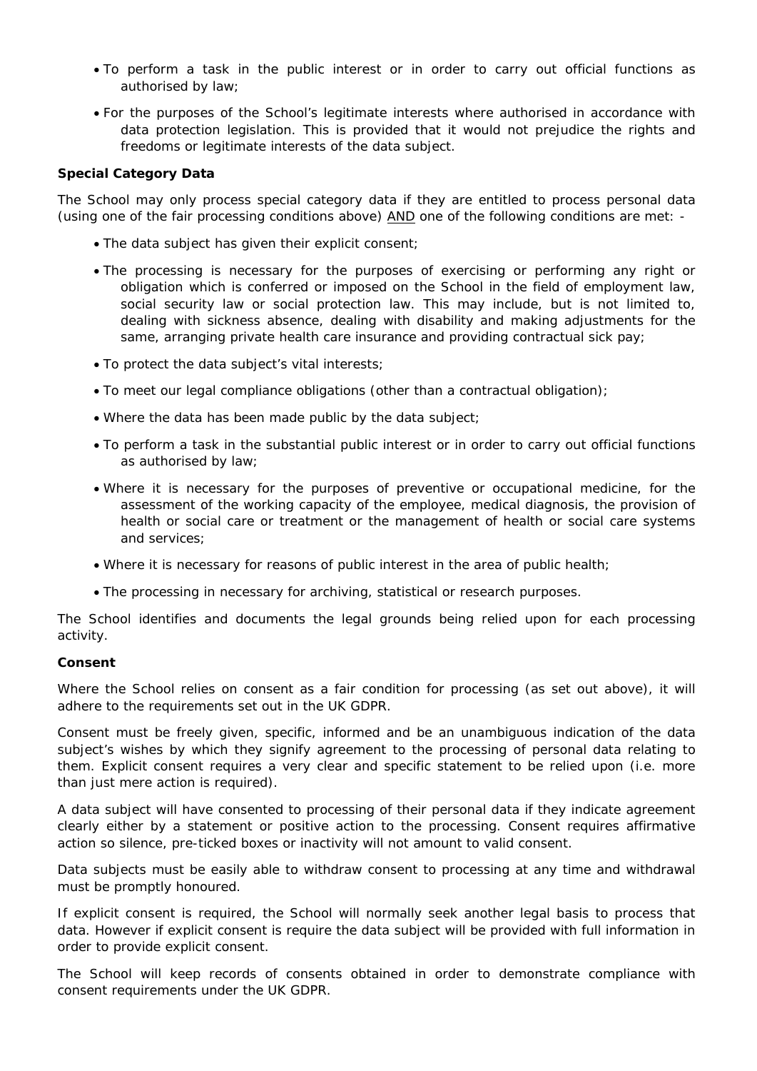- To perform a task in the public interest or in order to carry out official functions as authorised by law;
- For the purposes of the School's legitimate interests where authorised in accordance with data protection legislation. This is provided that it would not prejudice the rights and freedoms or legitimate interests of the data subject.

**Special Category Data**

The School may only process special category data if they are entitled to process personal data (using one of the fair processing conditions above) AND one of the following conditions are met: -

- The data subject has given their explicit consent;
- The processing is necessary for the purposes of exercising or performing any right or obligation which is conferred or imposed on the School in the field of employment law, social security law or social protection law. This may include, but is not limited to, dealing with sickness absence, dealing with disability and making adjustments for the same, arranging private health care insurance and providing contractual sick pay;
- To protect the data subject's vital interests;
- To meet our legal compliance obligations (other than a contractual obligation);
- Where the data has been made public by the data subject;
- To perform a task in the substantial public interest or in order to carry out official functions as authorised by law;
- Where it is necessary for the purposes of preventive or occupational medicine, for the assessment of the working capacity of the employee, medical diagnosis, the provision of health or social care or treatment or the management of health or social care systems and services;
- Where it is necessary for reasons of public interest in the area of public health;
- The processing in necessary for archiving, statistical or research purposes.

The School identifies and documents the legal grounds being relied upon for each processing activity.

**Consent**

Where the School relies on consent as a fair condition for processing (as set out above), it will adhere to the requirements set out in the UK GDPR.

Consent must be freely given, specific, informed and be an unambiguous indication of the data subject's wishes by which they signify agreement to the processing of personal data relating to them. Explicit consent requires a very clear and specific statement to be relied upon (i.e. more than just mere action is required).

A data subject will have consented to processing of their personal data if they indicate agreement clearly either by a statement or positive action to the processing. Consent requires affirmative action so silence, pre-ticked boxes or inactivity will not amount to valid consent.

Data subjects must be easily able to withdraw consent to processing at any time and withdrawal must be promptly honoured.

If explicit consent is required, the School will normally seek another legal basis to process that data. However if explicit consent is require the data subject will be provided with full information in order to provide explicit consent.

The School will keep records of consents obtained in order to demonstrate compliance with consent requirements under the UK GDPR.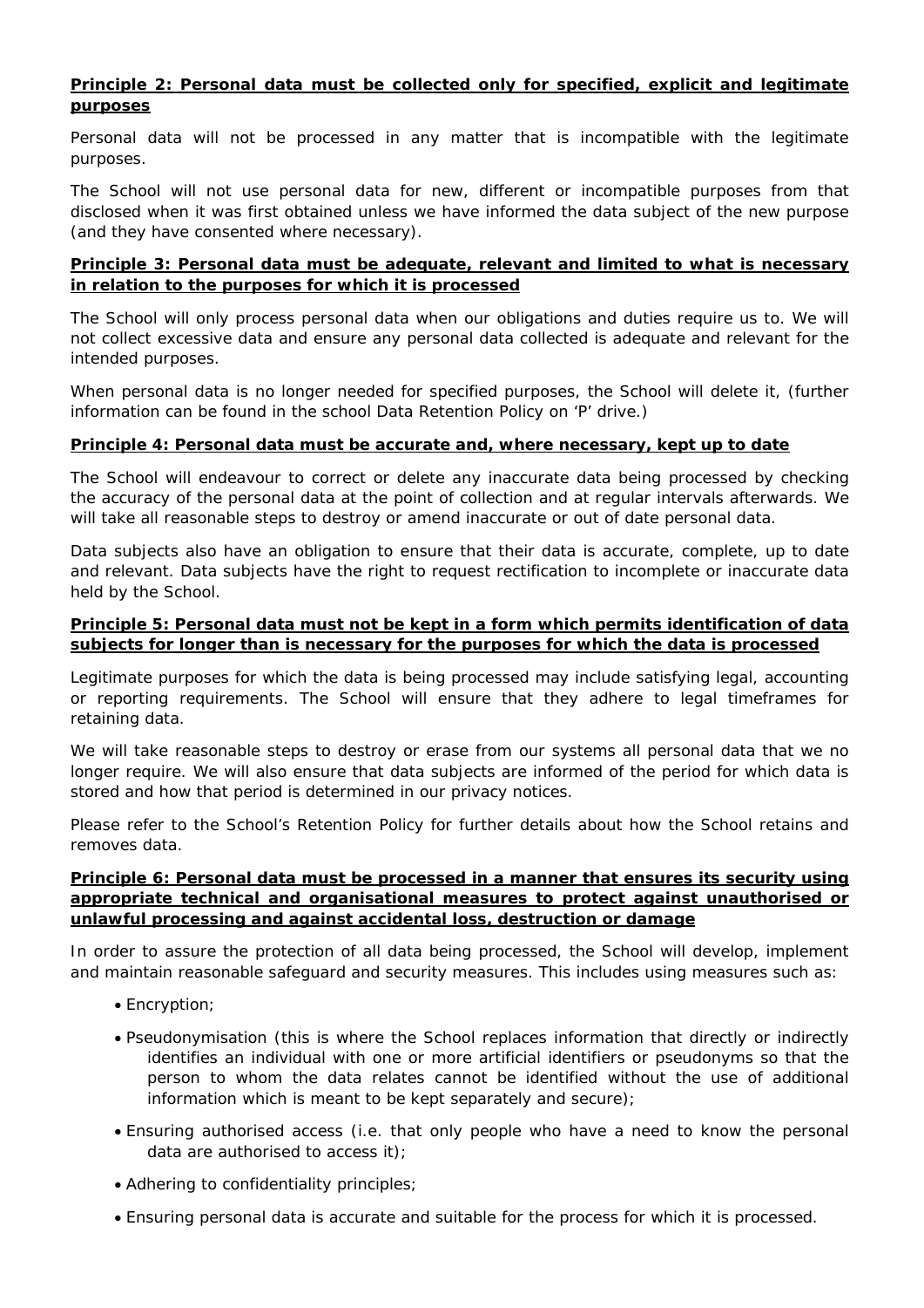**Principle 2: Personal data must be collected only for specified, explicit and legitimate purposes**

Personal data will not be processed in any matter that is incompatible with the legitimate purposes.

The School will not use personal data for new, different or incompatible purposes from that disclosed when it was first obtained unless we have informed the data subject of the new purpose (and they have consented where necessary).

**Principle 3: Personal data must be adequate, relevant and limited to what is necessary in relation to the purposes for which it is processed**

The School will only process personal data when our obligations and duties require us to. We will not collect excessive data and ensure any personal data collected is adequate and relevant for the intended purposes.

When personal data is no longer needed for specified purposes, the School will delete it, (further information can be found in the school Data Retention Policy on 'P' drive.)

**Principle 4: Personal data must be accurate and, where necessary, kept up to date**

The School will endeavour to correct or delete any inaccurate data being processed by checking the accuracy of the personal data at the point of collection and at regular intervals afterwards. We will take all reasonable steps to destroy or amend inaccurate or out of date personal data.

Data subjects also have an obligation to ensure that their data is accurate, complete, up to date and relevant. Data subjects have the right to request rectification to incomplete or inaccurate data held by the School.

**Principle 5: Personal data must not be kept in a form which permits identification of data subjects for longer than is necessary for the purposes for which the data is processed**

Legitimate purposes for which the data is being processed may include satisfying legal, accounting or reporting requirements. The School will ensure that they adhere to legal timeframes for retaining data.

We will take reasonable steps to destroy or erase from our systems all personal data that we no longer require. We will also ensure that data subjects are informed of the period for which data is stored and how that period is determined in our privacy notices.

Please refer to the School's Retention Policy for further details about how the School retains and removes data.

**Principle 6: Personal data must be processed in a manner that ensures its security using appropriate technical and organisational measures to protect against unauthorised or unlawful processing and against accidental loss, destruction or damage**

In order to assure the protection of all data being processed, the School will develop, implement and maintain reasonable safeguard and security measures. This includes using measures such as:

- Encryption;
- Pseudonymisation (this is where the School replaces information that directly or indirectly identifies an individual with one or more artificial identifiers or pseudonyms so that the person to whom the data relates cannot be identified without the use of additional information which is meant to be kept separately and secure);
- Ensuring authorised access (i.e. that only people who have a need to know the personal data are authorised to access it);
- Adhering to confidentiality principles;
- Ensuring personal data is accurate and suitable for the process for which it is processed.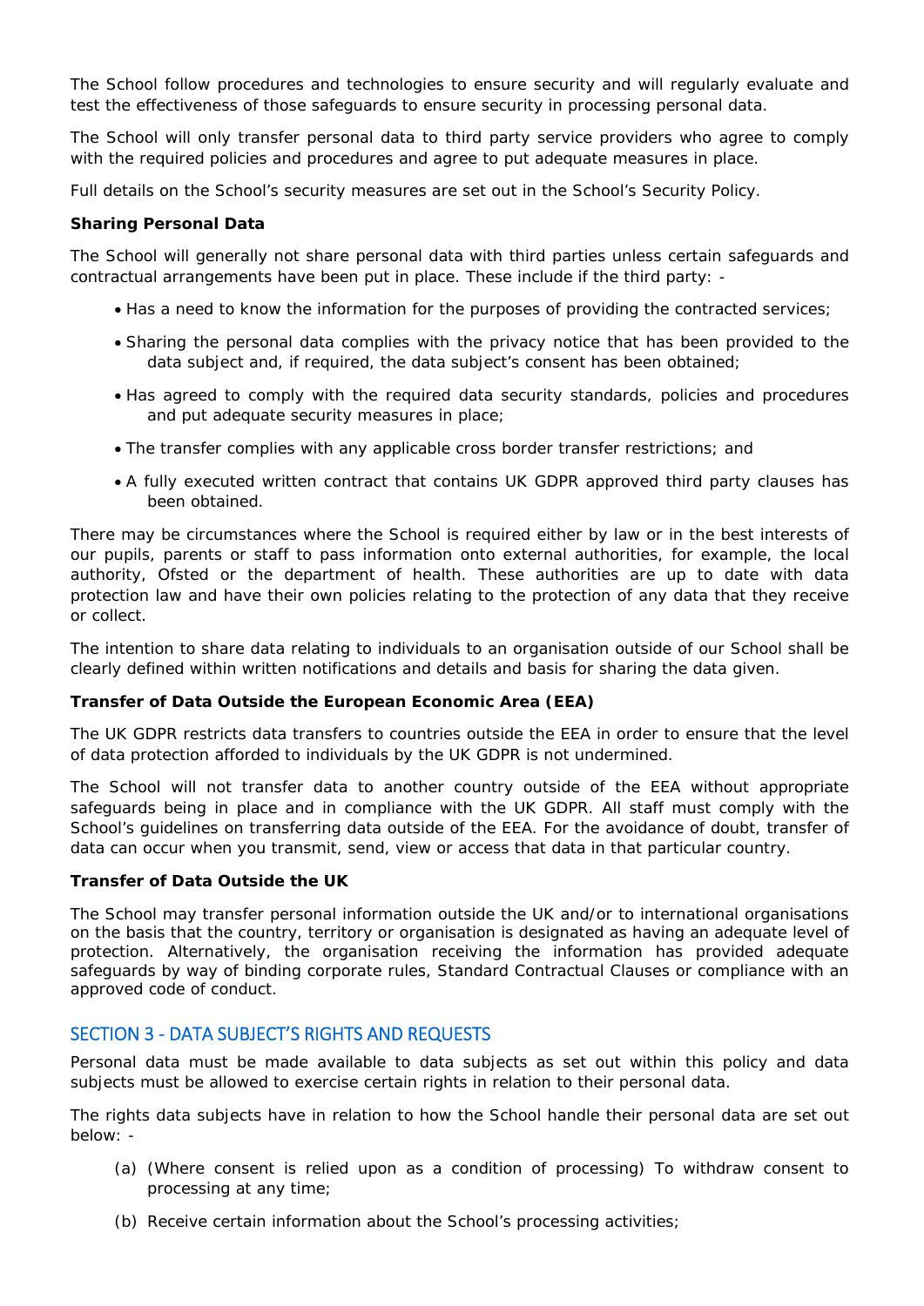The School follow procedures and technologies to ensure security and will regularly evaluate and test the effectiveness of those safeguards to ensure security in processing personal data.

The School will only transfer personal data to third party service providers who agree to comply with the required policies and procedures and agree to put adequate measures in place.

Full details on the School's security measures are set out in the School's Security Policy.

**Sharing Personal Data**

The School will generally not share personal data with third parties unless certain safeguards and contractual arrangements have been put in place. These include if the third party: -

- Has a need to know the information for the purposes of providing the contracted services;
- Sharing the personal data complies with the privacy notice that has been provided to the data subject and, if required, the data subject's consent has been obtained;
- Has agreed to comply with the required data security standards, policies and procedures and put adequate security measures in place;
- The transfer complies with any applicable cross border transfer restrictions; and
- A fully executed written contract that contains UK GDPR approved third party clauses has been obtained.

There may be circumstances where the School is required either by law or in the best interests of our pupils, parents or staff to pass information onto external authorities, for example, the local authority, Ofsted or the department of health. These authorities are up to date with data protection law and have their own policies relating to the protection of any data that they receive or collect.

The intention to share data relating to individuals to an organisation outside of our School shall be clearly defined within written notifications and details and basis for sharing the data given.

**Transfer of Data Outside the European Economic Area (EEA)**

The UK GDPR restricts data transfers to countries outside the EEA in order to ensure that the level of data protection afforded to individuals by the UK GDPR is not undermined.

The School will not transfer data to another country outside of the EEA without appropriate safeguards being in place and in compliance with the UK GDPR. All staff must comply with the School's guidelines on transferring data outside of the EEA. For the avoidance of doubt, transfer of data can occur when you transmit, send, view or access that data in that particular country.

**Transfer of Data Outside the UK**

The School may transfer personal information outside the UK and/or to international organisations on the basis that the country, territory or organisation is designated as having an adequate level of protection. Alternatively, the organisation receiving the information has provided adequate safeguards by way of binding corporate rules, Standard Contractual Clauses or compliance with an approved code of conduct.

## SECTION 3 - DATA SUBJECT'S RIGHTS AND REQUESTS

Personal data must be made available to data subjects as set out within this policy and data subjects must be allowed to exercise certain rights in relation to their personal data.

The rights data subjects have in relation to how the School handle their personal data are set out below: -

(a) (Where consent is relied upon as a condition of processing) To withdraw consent to processing at any time;

(b) Receive certain information about the School's processing activities;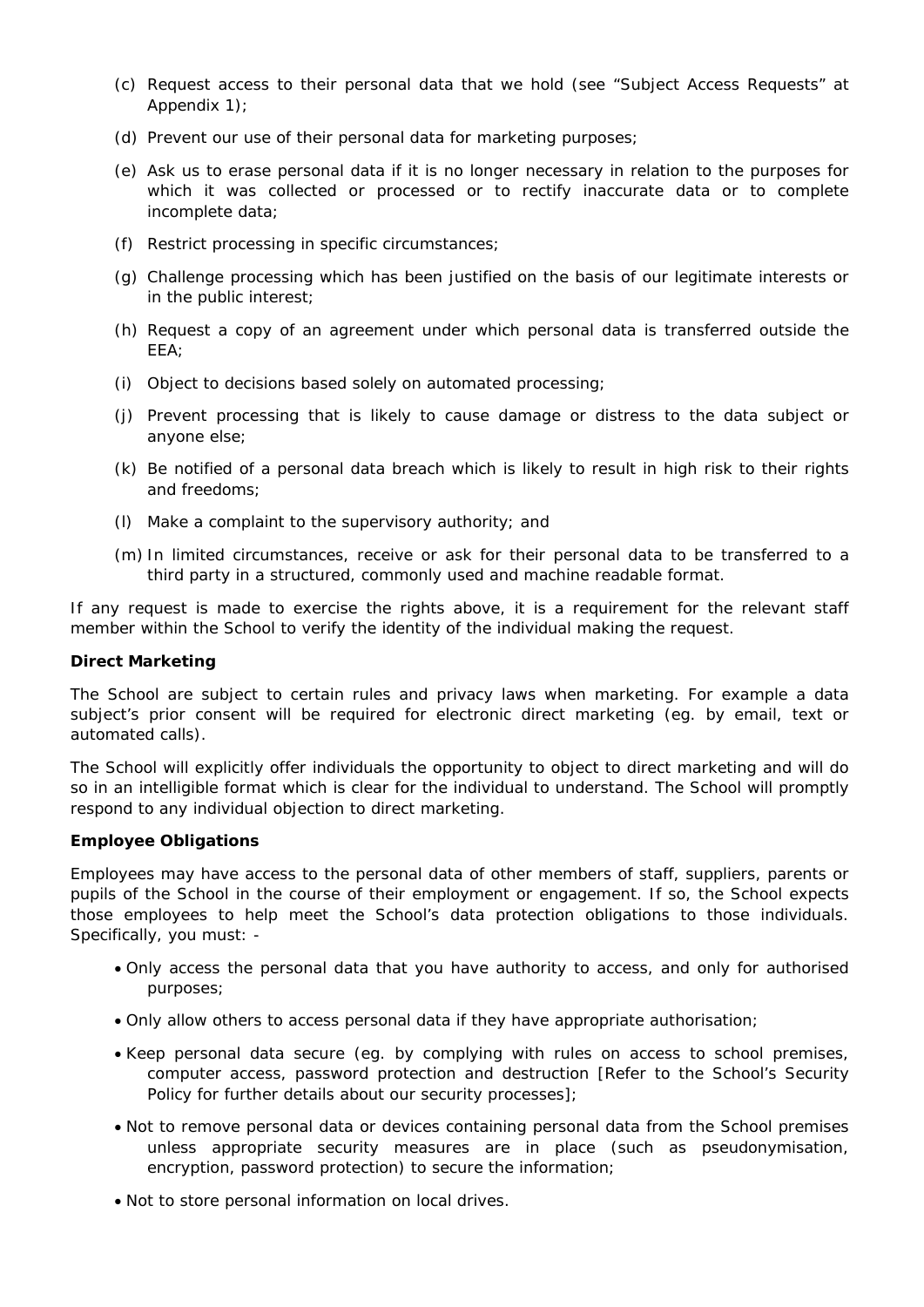(c) Request access to their personal data that we hold (see "Subject Access Requests" at Appendix 1);

(d) Prevent our use of their personal data for marketing purposes;

(e) Ask us to erase personal data if it is no longer necessary in relation to the purposes for which it was collected or processed or to rectify inaccurate data or to complete incomplete data;

(f) Restrict processing in specific circumstances;

(g) Challenge processing which has been justified on the basis of our legitimate interests or in the public interest;

(h) Request a copy of an agreement under which personal data is transferred outside the EEA;

(i) Object to decisions based solely on automated processing;

(j) Prevent processing that is likely to cause damage or distress to the data subject or anyone else;

(k) Be notified of a personal data breach which is likely to result in high risk to their rights and freedoms;

(l) Make a complaint to the supervisory authority; and

(m) In limited circumstances, receive or ask for their personal data to be transferred to a third party in a structured, commonly used and machine readable format.

If any request is made to exercise the rights above, it is a requirement for the relevant staff member within the School to verify the identity of the individual making the request.

**Direct Marketing**

The School are subject to certain rules and privacy laws when marketing. For example a data subject's prior consent will be required for electronic direct marketing (eg. by email, text or automated calls).

The School will explicitly offer individuals the opportunity to object to direct marketing and will do so in an intelligible format which is clear for the individual to understand. The School will promptly respond to any individual objection to direct marketing.

**Employee Obligations**

Employees may have access to the personal data of other members of staff, suppliers, parents or pupils of the School in the course of their employment or engagement. If so, the School expects those employees to help meet the School's data protection obligations to those individuals. Specifically, you must: -

- Only access the personal data that you have authority to access, and only for authorised purposes;
- Only allow others to access personal data if they have appropriate authorisation;
- Keep personal data secure (eg. by complying with rules on access to school premises, computer access, password protection and destruction [Refer to the School's Security Policy for further details about our security processes];
- Not to remove personal data or devices containing personal data from the School premises unless appropriate security measures are in place (such as pseudonymisation, encryption, password protection) to secure the information;
- Not to store personal information on local drives.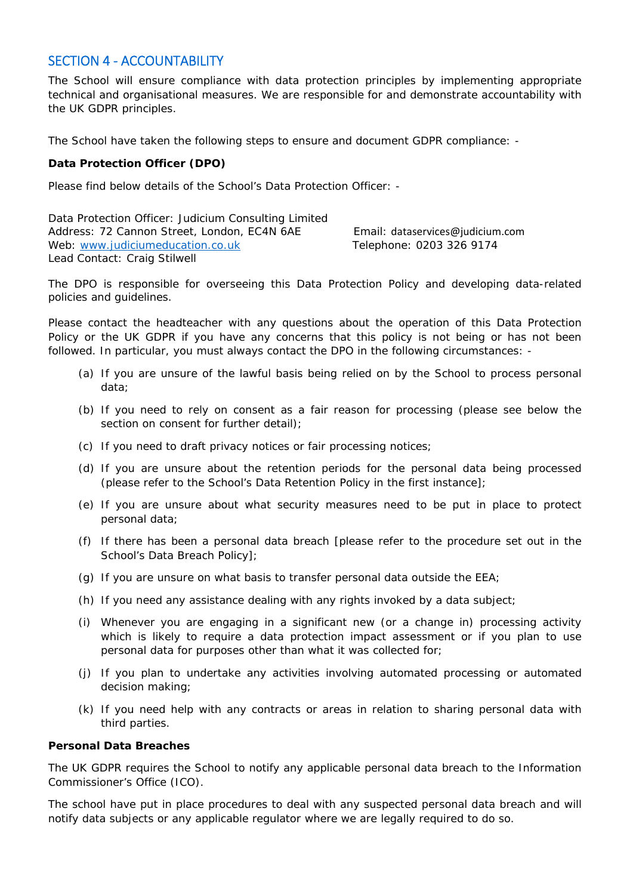## SECTION 4 - ACCOUNTABILITY

The School will ensure compliance with data protection principles by implementing appropriate technical and organisational measures. We are responsible for and demonstrate accountability with the UK GDPR principles.

The School have taken the following steps to ensure and document GDPR compliance: -

**Data Protection Officer (DPO)**

Please find below details of the School's Data Protection Officer: -

Data Protection Officer: Judicium Consulting Limited
Address: 72 Cannon Street, London, EC4N 6AE
Email: dataservices@judicium.com
Web: [www.judiciumeducation.co.uk](www.judiciumeducation.co.uk)
Telephone: 0203 326 9174
Lead Contact: Craig Stilwell

The DPO is responsible for overseeing this Data Protection Policy and developing data-related policies and guidelines.

Please contact the headteacher with any questions about the operation of this Data Protection Policy or the UK GDPR if you have any concerns that this policy is not being or has not been followed. In particular, you must always contact the DPO in the following circumstances: -

(a) If you are unsure of the lawful basis being relied on by the School to process personal data;

(b) If you need to rely on consent as a fair reason for processing (please see below the section on consent for further detail);

(c) If you need to draft privacy notices or fair processing notices;

(d) If you are unsure about the retention periods for the personal data being processed (please refer to the School's Data Retention Policy in the first instance];

(e) If you are unsure about what security measures need to be put in place to protect personal data;

(f) If there has been a personal data breach [please refer to the procedure set out in the School's Data Breach Policy];

(g) If you are unsure on what basis to transfer personal data outside the EEA;

(h) If you need any assistance dealing with any rights invoked by a data subject;

(i) Whenever you are engaging in a significant new (or a change in) processing activity which is likely to require a data protection impact assessment or if you plan to use personal data for purposes other than what it was collected for;

(j) If you plan to undertake any activities involving automated processing or automated decision making;

(k) If you need help with any contracts or areas in relation to sharing personal data with third parties.

**Personal Data Breaches**

The UK GDPR requires the School to notify any applicable personal data breach to the Information Commissioner's Office (ICO).

The school have put in place procedures to deal with any suspected personal data breach and will notify data subjects or any applicable regulator where we are legally required to do so.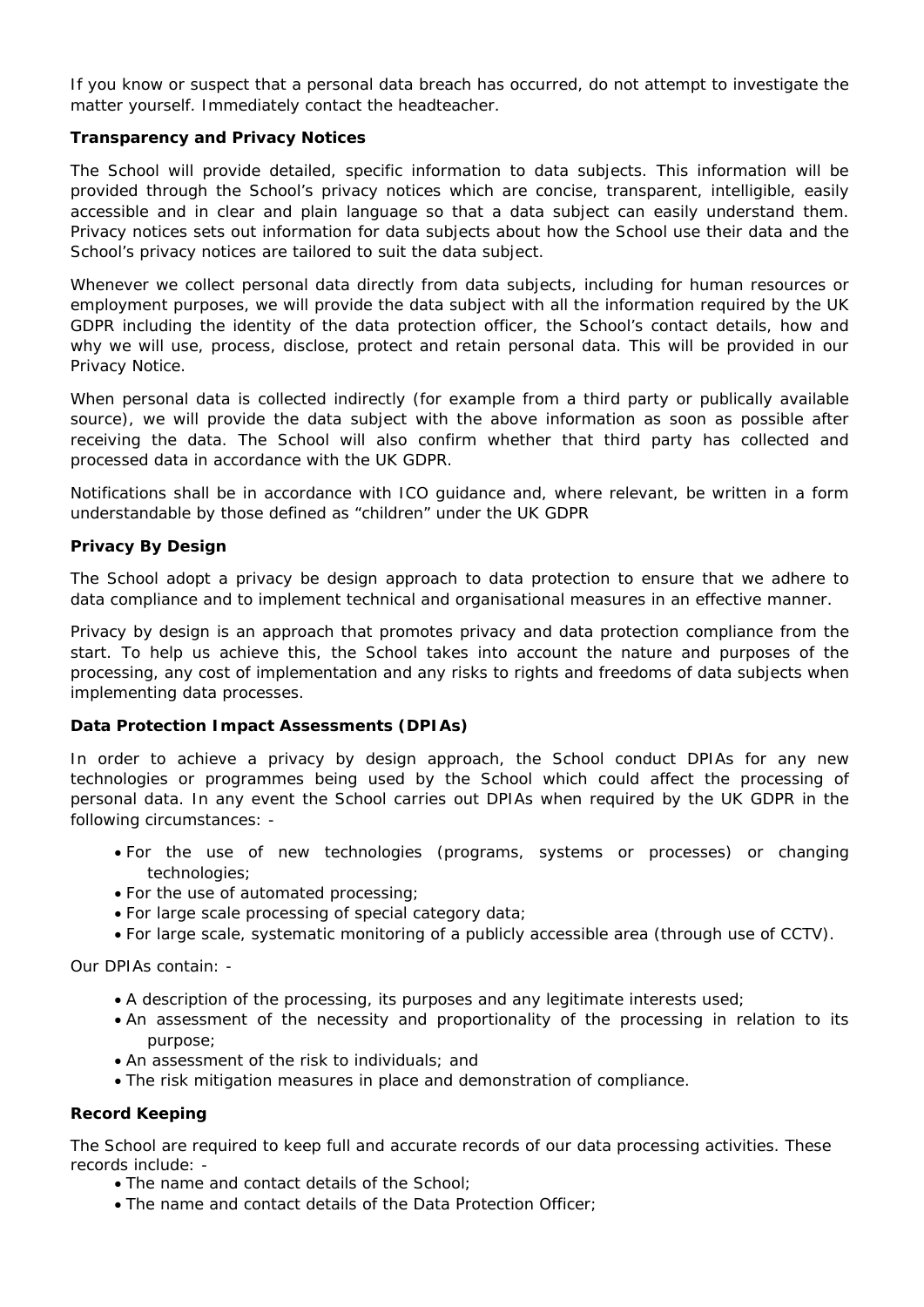If you know or suspect that a personal data breach has occurred, do not attempt to investigate the matter yourself. Immediately contact the headteacher.

**Transparency and Privacy Notices**

The School will provide detailed, specific information to data subjects. This information will be provided through the School's privacy notices which are concise, transparent, intelligible, easily accessible and in clear and plain language so that a data subject can easily understand them. Privacy notices sets out information for data subjects about how the School use their data and the School's privacy notices are tailored to suit the data subject.

Whenever we collect personal data directly from data subjects, including for human resources or employment purposes, we will provide the data subject with all the information required by the UK GDPR including the identity of the data protection officer, the School's contact details, how and why we will use, process, disclose, protect and retain personal data. This will be provided in our Privacy Notice.

When personal data is collected indirectly (for example from a third party or publically available source), we will provide the data subject with the above information as soon as possible after receiving the data. The School will also confirm whether that third party has collected and processed data in accordance with the UK GDPR.

Notifications shall be in accordance with ICO guidance and, where relevant, be written in a form understandable by those defined as "children" under the UK GDPR

**Privacy By Design**

The School adopt a privacy be design approach to data protection to ensure that we adhere to data compliance and to implement technical and organisational measures in an effective manner.

Privacy by design is an approach that promotes privacy and data protection compliance from the start. To help us achieve this, the School takes into account the nature and purposes of the processing, any cost of implementation and any risks to rights and freedoms of data subjects when implementing data processes.

**Data Protection Impact Assessments (DPIAs)**

In order to achieve a privacy by design approach, the School conduct DPIAs for any new technologies or programmes being used by the School which could affect the processing of personal data. In any event the School carries out DPIAs when required by the UK GDPR in the following circumstances: -

- For the use of new technologies (programs, systems or processes) or changing technologies;
- For the use of automated processing;
- For large scale processing of special category data;
- For large scale, systematic monitoring of a publicly accessible area (through use of CCTV).

Our DPIAs contain: -

- A description of the processing, its purposes and any legitimate interests used;
- An assessment of the necessity and proportionality of the processing in relation to its purpose;
- An assessment of the risk to individuals; and
- The risk mitigation measures in place and demonstration of compliance.

**Record Keeping**

The School are required to keep full and accurate records of our data processing activities. These records include: -

- The name and contact details of the School;
- The name and contact details of the Data Protection Officer;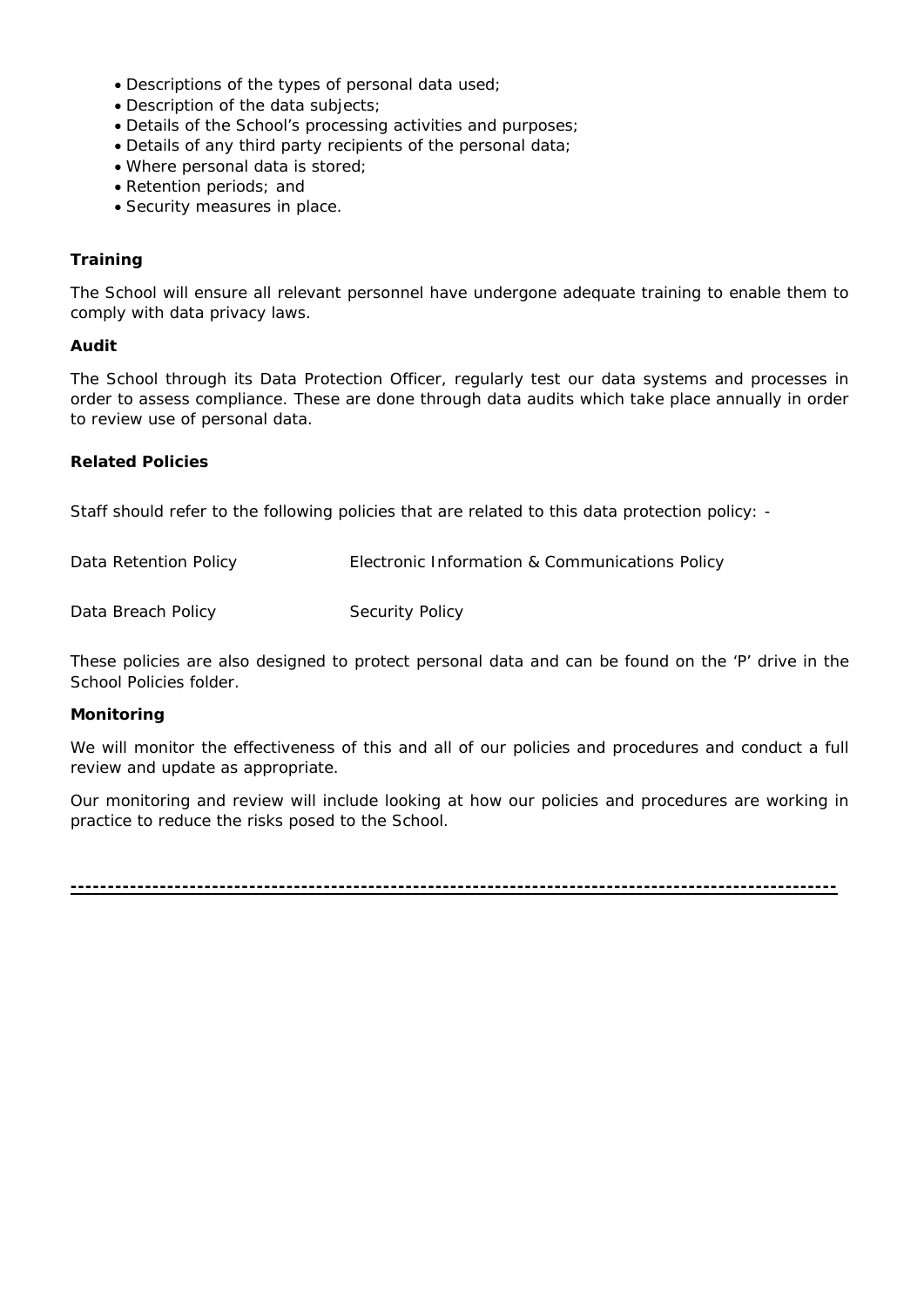- Descriptions of the types of personal data used;
- Description of the data subjects;
- Details of the School's processing activities and purposes;
- Details of any third party recipients of the personal data;
- Where personal data is stored;
- Retention periods; and
- Security measures in place.

**Training**

The School will ensure all relevant personnel have undergone adequate training to enable them to comply with data privacy laws.

**Audit**

The School through its Data Protection Officer, regularly test our data systems and processes in order to assess compliance. These are done through data audits which take place annually in order to review use of personal data.

**Related Policies**

Staff should refer to the following policies that are related to this data protection policy: -

| | |
|---|---|
| Data Retention Policy | Electronic Information & Communications Policy |
| Data Breach Policy | Security Policy |

These policies are also designed to protect personal data and can be found on the 'P' drive in the School Policies folder.

**Monitoring**

We will monitor the effectiveness of this and all of our policies and procedures and conduct a full review and update as appropriate.

Our monitoring and review will include looking at how our policies and procedures are working in practice to reduce the risks posed to the School.

---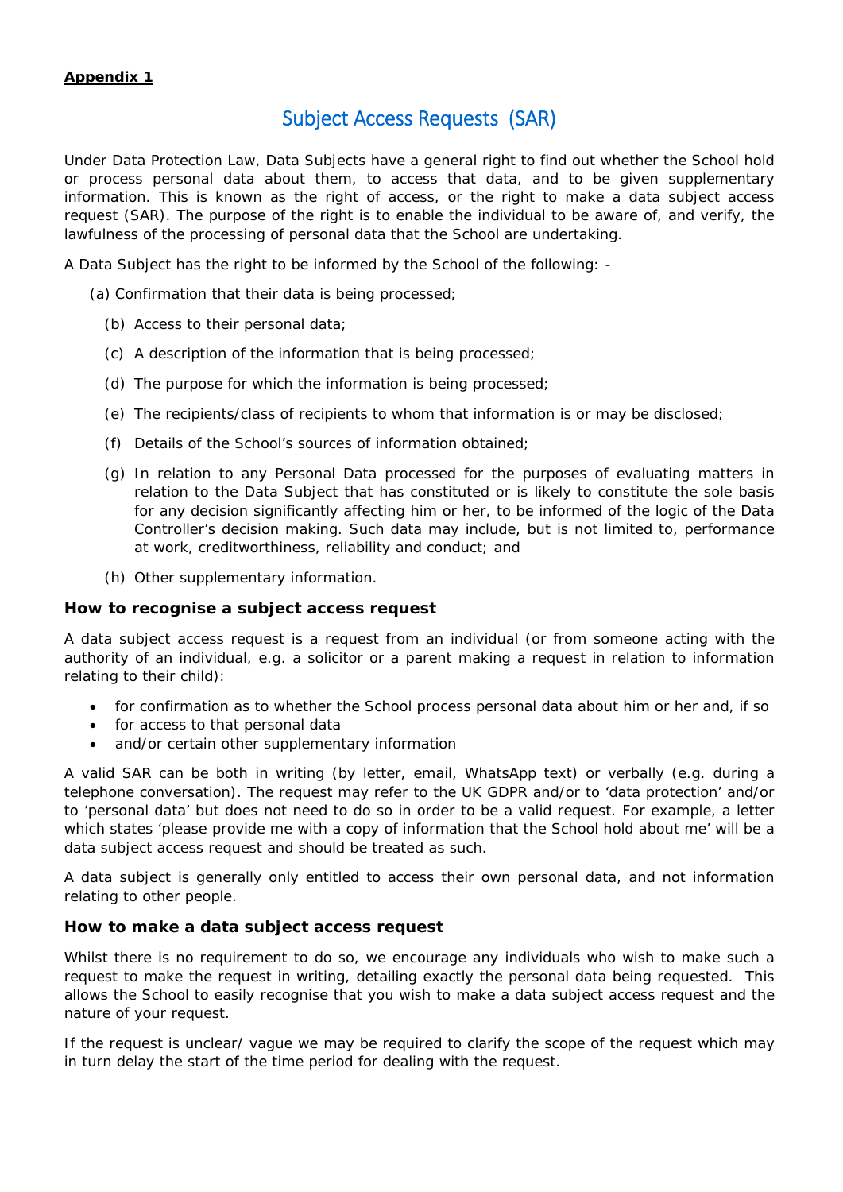**Appendix 1**

# Subject Access Requests (SAR)

Under Data Protection Law, Data Subjects have a general right to find out whether the School hold or process personal data about them, to access that data, and to be given supplementary information. This is known as the right of access, or the right to make a data subject access request (SAR). The purpose of the right is to enable the individual to be aware of, and verify, the lawfulness of the processing of personal data that the School are undertaking.

A Data Subject has the right to be informed by the School of the following: -

(a) Confirmation that their data is being processed;

(b) Access to their personal data;

(c) A description of the information that is being processed;

(d) The purpose for which the information is being processed;

(e) The recipients/class of recipients to whom that information is or may be disclosed;

(f) Details of the School's sources of information obtained;

(g) In relation to any Personal Data processed for the purposes of evaluating matters in relation to the Data Subject that has constituted or is likely to constitute the sole basis for any decision significantly affecting him or her, to be informed of the logic of the Data Controller's decision making. Such data may include, but is not limited to, performance at work, creditworthiness, reliability and conduct; and

(h) Other supplementary information.

### How to recognise a subject access request

A data subject access request is a request from an individual (or from someone acting with the authority of an individual, e.g. a solicitor or a parent making a request in relation to information relating to their child):

- for confirmation as to whether the School process personal data about him or her and, if so
- for access to that personal data
- and/or certain other supplementary information

A valid SAR can be both in writing (by letter, email, WhatsApp text) or verbally (e.g. during a telephone conversation). The request may refer to the UK GDPR and/or to 'data protection' and/or to 'personal data' but does not need to do so in order to be a valid request. For example, a letter which states 'please provide me with a copy of information that the School hold about me' will be a data subject access request and should be treated as such.

A data subject is generally only entitled to access their own personal data, and not information relating to other people.

### How to make a data subject access request

Whilst there is no requirement to do so, we encourage any individuals who wish to make such a request to make the request in writing, detailing exactly the personal data being requested. This allows the School to easily recognise that you wish to make a data subject access request and the nature of your request.

If the request is unclear/ vague we may be required to clarify the scope of the request which may in turn delay the start of the time period for dealing with the request.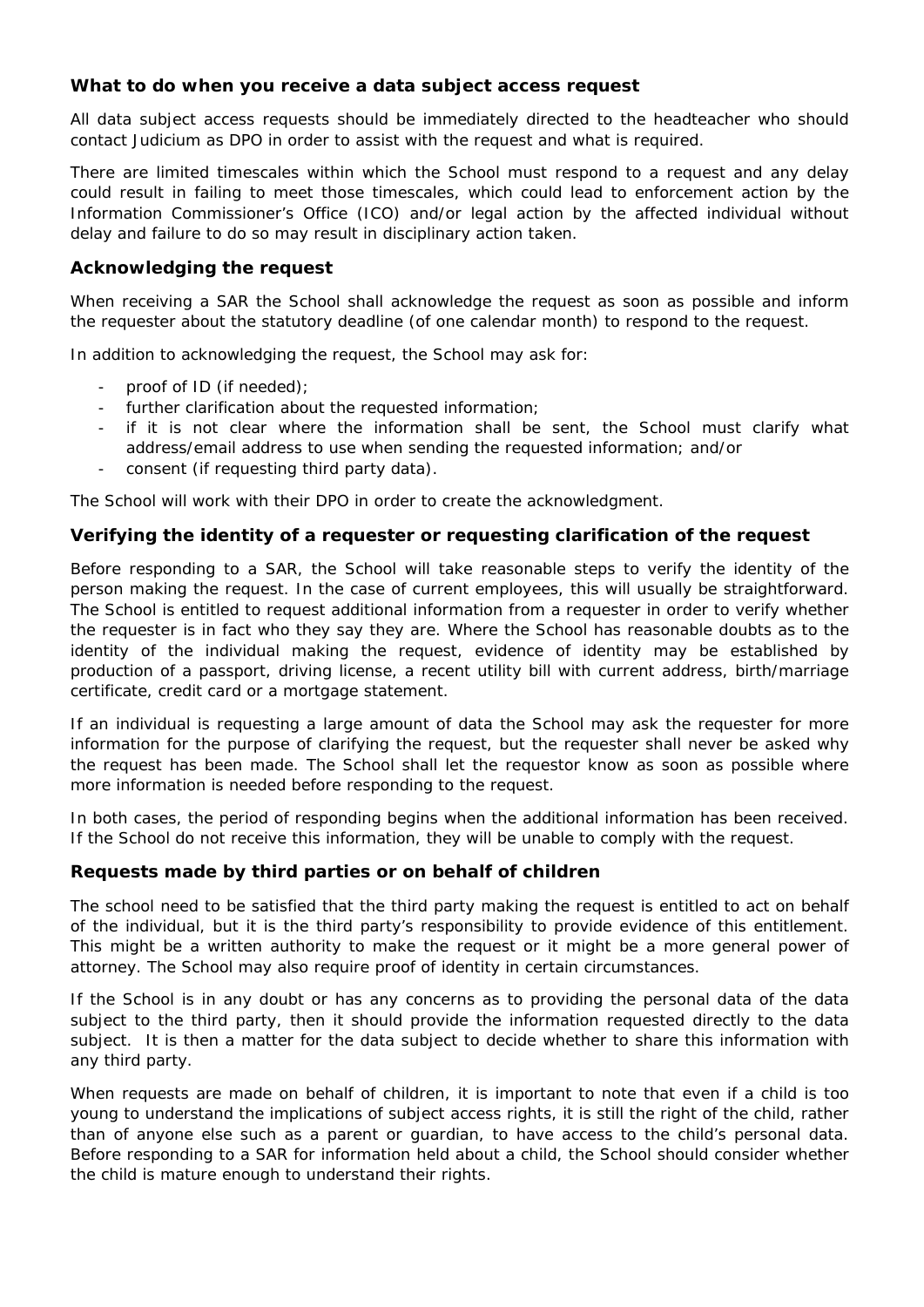### What to do when you receive a data subject access request

All data subject access requests should be immediately directed to the headteacher who should contact Judicium as DPO in order to assist with the request and what is required.

There are limited timescales within which the School must respond to a request and any delay could result in failing to meet those timescales, which could lead to enforcement action by the Information Commissioner's Office (ICO) and/or legal action by the affected individual without delay and failure to do so may result in disciplinary action taken.

### Acknowledging the request

When receiving a SAR the School shall acknowledge the request as soon as possible and inform the requester about the statutory deadline (of one calendar month) to respond to the request.

In addition to acknowledging the request, the School may ask for:

- proof of ID (if needed);
- further clarification about the requested information;
- if it is not clear where the information shall be sent, the School must clarify what address/email address to use when sending the requested information; and/or
- consent (if requesting third party data).

The School will work with their DPO in order to create the acknowledgment.

### Verifying the identity of a requester or requesting clarification of the request

Before responding to a SAR, the School will take reasonable steps to verify the identity of the person making the request. In the case of current employees, this will usually be straightforward. The School is entitled to request additional information from a requester in order to verify whether the requester is in fact who they say they are. Where the School has reasonable doubts as to the identity of the individual making the request, evidence of identity may be established by production of a passport, driving license, a recent utility bill with current address, birth/marriage certificate, credit card or a mortgage statement.

If an individual is requesting a large amount of data the School may ask the requester for more information for the purpose of clarifying the request, but the requester shall never be asked why the request has been made. The School shall let the requestor know as soon as possible where more information is needed before responding to the request.

In both cases, the period of responding begins when the additional information has been received. If the School do not receive this information, they will be unable to comply with the request.

### Requests made by third parties or on behalf of children

The school need to be satisfied that the third party making the request is entitled to act on behalf of the individual, but it is the third party's responsibility to provide evidence of this entitlement. This might be a written authority to make the request or it might be a more general power of attorney. The School may also require proof of identity in certain circumstances.

If the School is in any doubt or has any concerns as to providing the personal data of the data subject to the third party, then it should provide the information requested directly to the data subject. It is then a matter for the data subject to decide whether to share this information with any third party.

When requests are made on behalf of children, it is important to note that even if a child is too young to understand the implications of subject access rights, it is still the right of the child, rather than of anyone else such as a parent or guardian, to have access to the child's personal data. Before responding to a SAR for information held about a child, the School should consider whether the child is mature enough to understand their rights.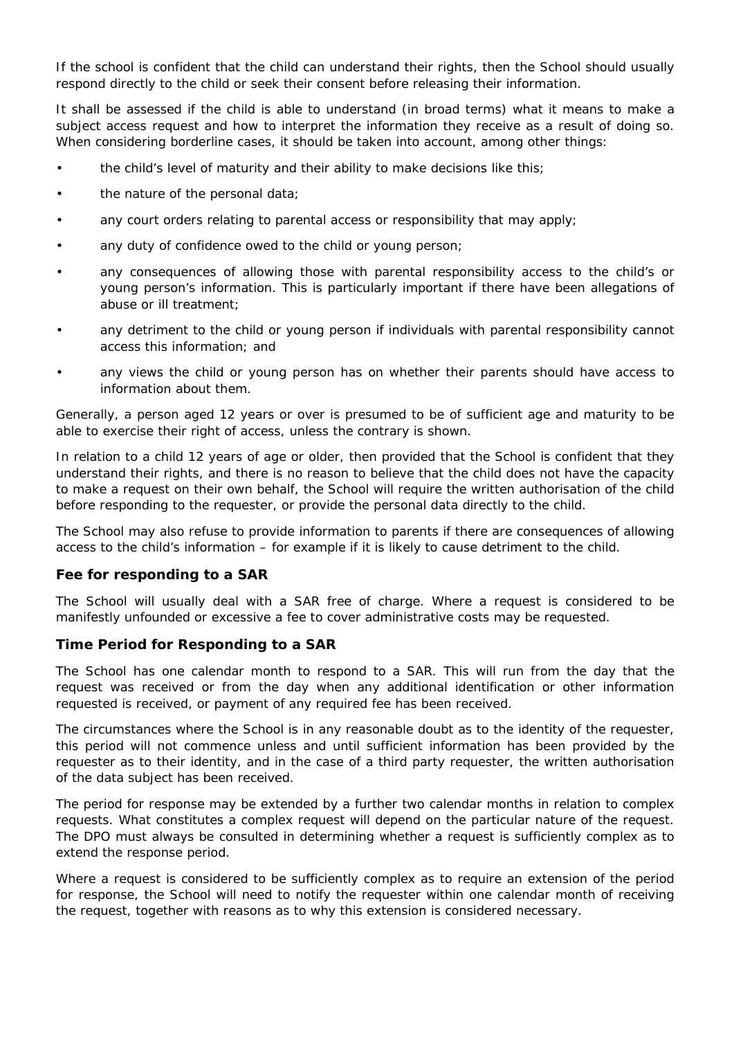If the school is confident that the child can understand their rights, then the School should usually respond directly to the child or seek their consent before releasing their information.

It shall be assessed if the child is able to understand (in broad terms) what it means to make a subject access request and how to interpret the information they receive as a result of doing so. When considering borderline cases, it should be taken into account, among other things:

- the child's level of maturity and their ability to make decisions like this;
- the nature of the personal data;
- any court orders relating to parental access or responsibility that may apply;
- any duty of confidence owed to the child or young person;
- any consequences of allowing those with parental responsibility access to the child's or young person's information. This is particularly important if there have been allegations of abuse or ill treatment;
- any detriment to the child or young person if individuals with parental responsibility cannot access this information; and
- any views the child or young person has on whether their parents should have access to information about them.

Generally, a person aged 12 years or over is presumed to be of sufficient age and maturity to be able to exercise their right of access, unless the contrary is shown.

In relation to a child 12 years of age or older, then provided that the School is confident that they understand their rights, and there is no reason to believe that the child does not have the capacity to make a request on their own behalf, the School will require the written authorisation of the child before responding to the requester, or provide the personal data directly to the child.

The School may also refuse to provide information to parents if there are consequences of allowing access to the child's information – for example if it is likely to cause detriment to the child.

### Fee for responding to a SAR

The School will usually deal with a SAR free of charge. Where a request is considered to be manifestly unfounded or excessive a fee to cover administrative costs may be requested.

### Time Period for Responding to a SAR

The School has one calendar month to respond to a SAR. This will run from the day that the request was received or from the day when any additional identification or other information requested is received, or payment of any required fee has been received.

The circumstances where the School is in any reasonable doubt as to the identity of the requester, this period will not commence unless and until sufficient information has been provided by the requester as to their identity, and in the case of a third party requester, the written authorisation of the data subject has been received.

The period for response may be extended by a further two calendar months in relation to complex requests. What constitutes a complex request will depend on the particular nature of the request. The DPO must always be consulted in determining whether a request is sufficiently complex as to extend the response period.

Where a request is considered to be sufficiently complex as to require an extension of the period for response, the School will need to notify the requester within one calendar month of receiving the request, together with reasons as to why this extension is considered necessary.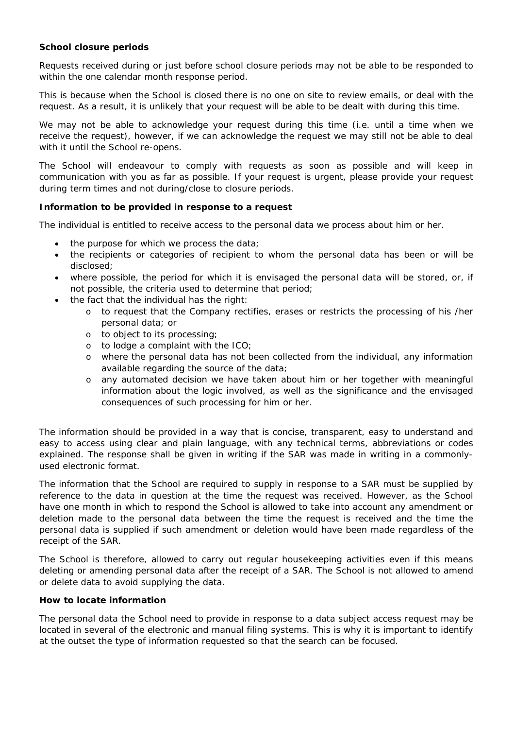**School closure periods**

Requests received during or just before school closure periods may not be able to be responded to within the one calendar month response period.

This is because when the School is closed there is no one on site to review emails, or deal with the request. As a result, it is unlikely that your request will be able to be dealt with during this time.

We may not be able to acknowledge your request during this time (i.e. until a time when we receive the request), however, if we can acknowledge the request we may still not be able to deal with it until the School re-opens.

The School will endeavour to comply with requests as soon as possible and will keep in communication with you as far as possible. If your request is urgent, please provide your request during term times and not during/close to closure periods.

**Information to be provided in response to a request**

The individual is entitled to receive access to the personal data we process about him or her.

- the purpose for which we process the data;
- the recipients or categories of recipient to whom the personal data has been or will be disclosed;
- where possible, the period for which it is envisaged the personal data will be stored, or, if not possible, the criteria used to determine that period;
- the fact that the individual has the right:
    - to request that the Company rectifies, erases or restricts the processing of his /her personal data; or
    - to object to its processing;
    - to lodge a complaint with the ICO;
    - where the personal data has not been collected from the individual, any information available regarding the source of the data;
    - any automated decision we have taken about him or her together with meaningful information about the logic involved, as well as the significance and the envisaged consequences of such processing for him or her.

The information should be provided in a way that is concise, transparent, easy to understand and easy to access using clear and plain language, with any technical terms, abbreviations or codes explained. The response shall be given in writing if the SAR was made in writing in a commonly-used electronic format.

The information that the School are required to supply in response to a SAR must be supplied by reference to the data in question at the time the request was received. However, as the School have one month in which to respond the School is allowed to take into account any amendment or deletion made to the personal data between the time the request is received and the time the personal data is supplied if such amendment or deletion would have been made regardless of the receipt of the SAR.

The School is therefore, allowed to carry out regular housekeeping activities even if this means deleting or amending personal data after the receipt of a SAR. The School is not allowed to amend or delete data to avoid supplying the data.

**How to locate information**

The personal data the School need to provide in response to a data subject access request may be located in several of the electronic and manual filing systems. This is why it is important to identify at the outset the type of information requested so that the search can be focused.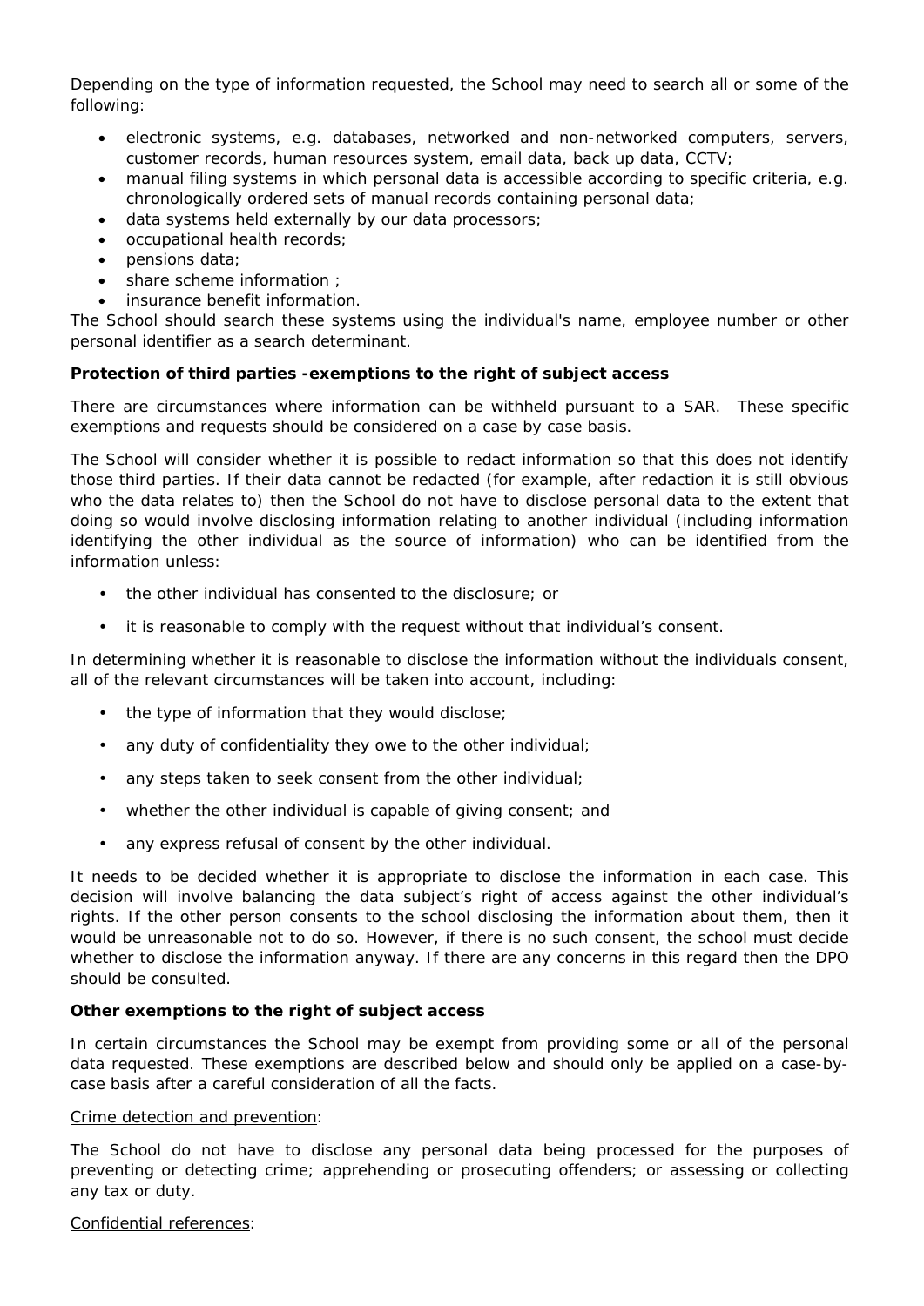Depending on the type of information requested, the School may need to search all or some of the following:

- electronic systems, e.g. databases, networked and non-networked computers, servers, customer records, human resources system, email data, back up data, CCTV;
- manual filing systems in which personal data is accessible according to specific criteria, e.g. chronologically ordered sets of manual records containing personal data;
- data systems held externally by our data processors;
- occupational health records;
- pensions data;
- share scheme information ;
- insurance benefit information.

The School should search these systems using the individual's name, employee number or other personal identifier as a search determinant.

**Protection of third parties -exemptions to the right of subject access**

There are circumstances where information can be withheld pursuant to a SAR. These specific exemptions and requests should be considered on a case by case basis.

The School will consider whether it is possible to redact information so that this does not identify those third parties. If their data cannot be redacted (for example, after redaction it is still obvious who the data relates to) then the School do not have to disclose personal data to the extent that doing so would involve disclosing information relating to another individual (including information identifying the other individual as the source of information) who can be identified from the information unless:

- the other individual has consented to the disclosure; or
- it is reasonable to comply with the request without that individual's consent.

In determining whether it is reasonable to disclose the information without the individuals consent, all of the relevant circumstances will be taken into account, including:

- the type of information that they would disclose;
- any duty of confidentiality they owe to the other individual;
- any steps taken to seek consent from the other individual;
- whether the other individual is capable of giving consent; and
- any express refusal of consent by the other individual.

It needs to be decided whether it is appropriate to disclose the information in each case. This decision will involve balancing the data subject's right of access against the other individual's rights. If the other person consents to the school disclosing the information about them, then it would be unreasonable not to do so. However, if there is no such consent, the school must decide whether to disclose the information anyway. If there are any concerns in this regard then the DPO should be consulted.

**Other exemptions to the right of subject access**

In certain circumstances the School may be exempt from providing some or all of the personal data requested. These exemptions are described below and should only be applied on a case-by-case basis after a careful consideration of all the facts.

<u>Crime detection and prevention</u>:

The School do not have to disclose any personal data being processed for the purposes of preventing or detecting crime; apprehending or prosecuting offenders; or assessing or collecting any tax or duty.

<u>Confidential references</u>: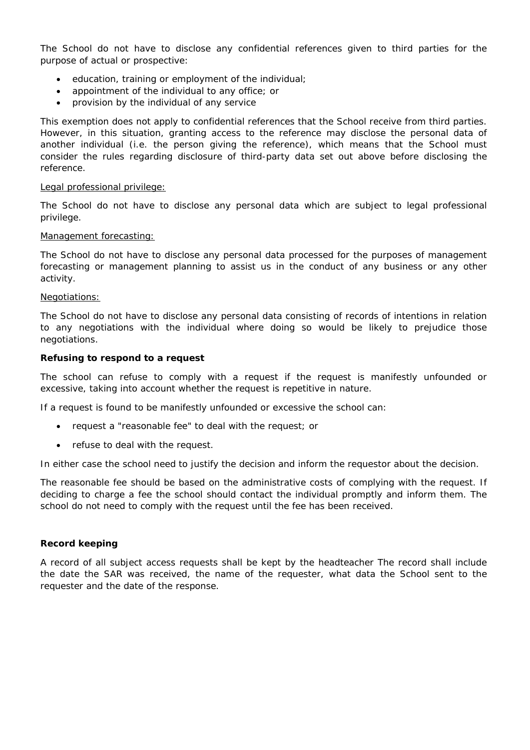The School do not have to disclose any confidential references given to third parties for the purpose of actual or prospective:

- education, training or employment of the individual;
- appointment of the individual to any office; or
- provision by the individual of any service

This exemption does not apply to confidential references that the School receive from third parties. However, in this situation, granting access to the reference may disclose the personal data of another individual (i.e. the person giving the reference), which means that the School must consider the rules regarding disclosure of third-party data set out above before disclosing the reference.

<u>Legal professional privilege:</u>

The School do not have to disclose any personal data which are subject to legal professional privilege.

<u>Management forecasting:</u>

The School do not have to disclose any personal data processed for the purposes of management forecasting or management planning to assist us in the conduct of any business or any other activity.

<u>Negotiations:</u>

The School do not have to disclose any personal data consisting of records of intentions in relation to any negotiations with the individual where doing so would be likely to prejudice those negotiations.

**Refusing to respond to a request**

The school can refuse to comply with a request if the request is manifestly unfounded or excessive, taking into account whether the request is repetitive in nature.

If a request is found to be manifestly unfounded or excessive the school can:

- request a "reasonable fee" to deal with the request; or
- refuse to deal with the request.

In either case the school need to justify the decision and inform the requestor about the decision.

The reasonable fee should be based on the administrative costs of complying with the request. If deciding to charge a fee the school should contact the individual promptly and inform them. The school do not need to comply with the request until the fee has been received.

**Record keeping**

A record of all subject access requests shall be kept by the headteacher The record shall include the date the SAR was received, the name of the requester, what data the School sent to the requester and the date of the response.